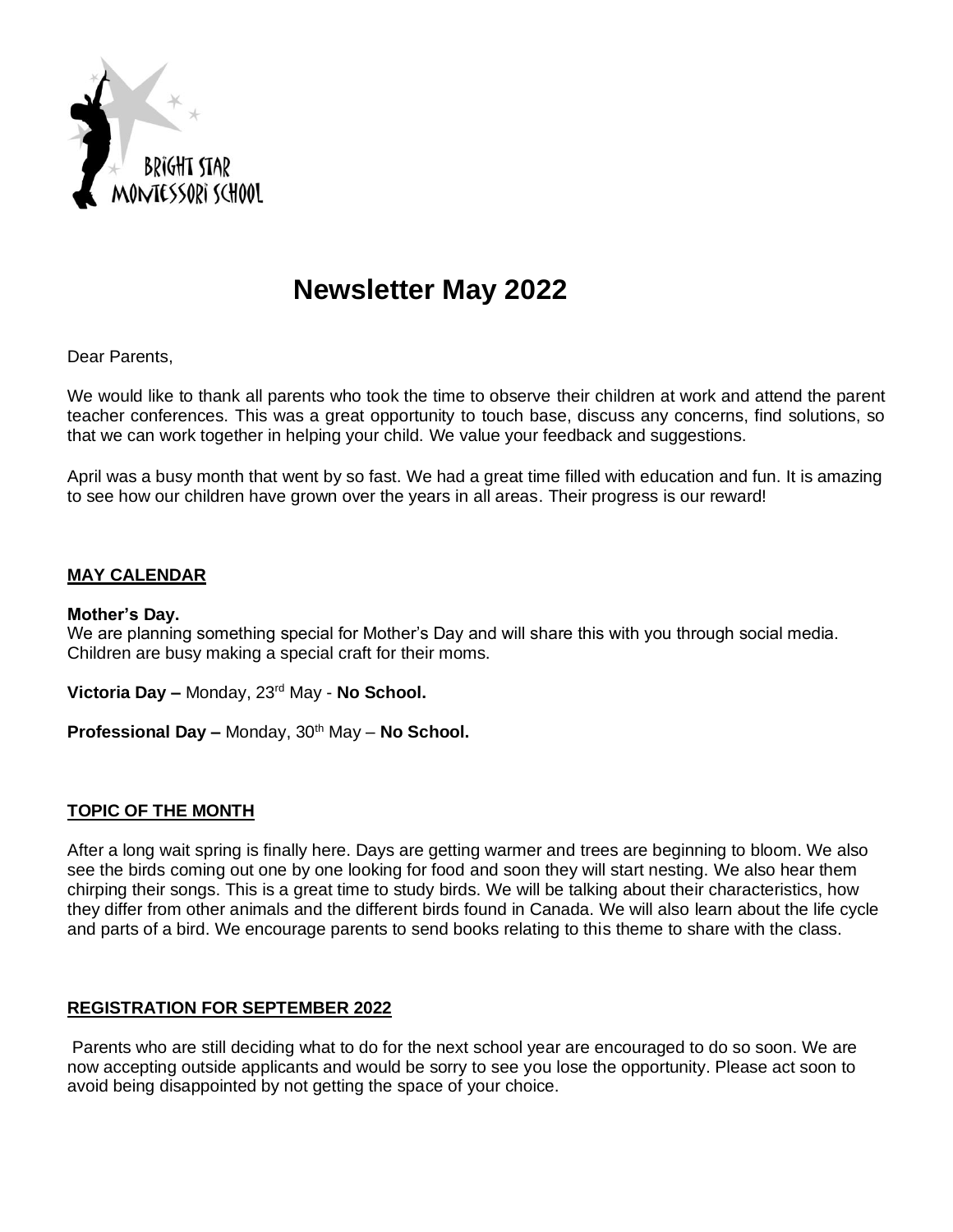# Newsletter May 2022

Dear Parents,

We would like to thank all parents who took the time to observe their children at work and attend the parent teacher conferences. This was a great opportunity to touch base, discuss any concerns, find solutions, so that we can work together in helping your child. We value your feedback and suggestions.

April was a busy month that went by so fast. We had a great time filled with education and fun. It is amazing to see how our children have grown over the years in all areas. Their progress is our reward!

## MAY CALENDAR

**Mother's Day.**
We are planning something special for Mother's Day and will share this with you through social media. Children are busy making a special craft for their moms.

**Victoria Day –** Monday, 23rd May - **No School.**

**Professional Day –** Monday, 30th May – **No School.**

## TOPIC OF THE MONTH

After a long wait spring is finally here. Days are getting warmer and trees are beginning to bloom. We also see the birds coming out one by one looking for food and soon they will start nesting. We also hear them chirping their songs. This is a great time to study birds. We will be talking about their characteristics, how they differ from other animals and the different birds found in Canada. We will also learn about the life cycle and parts of a bird. We encourage parents to send books relating to this theme to share with the class.

## REGISTRATION FOR SEPTEMBER 2022

Parents who are still deciding what to do for the next school year are encouraged to do so soon. We are now accepting outside applicants and would be sorry to see you lose the opportunity. Please act soon to avoid being disappointed by not getting the space of your choice.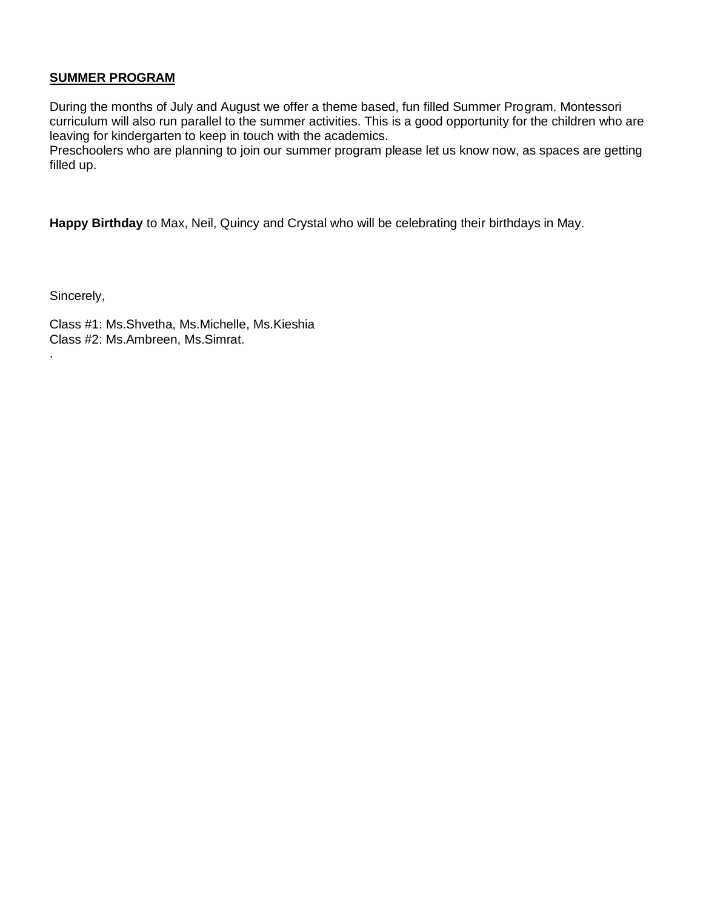**SUMMER PROGRAM**

During the months of July and August we offer a theme based, fun filled Summer Program. Montessori curriculum will also run parallel to the summer activities. This is a good opportunity for the children who are leaving for kindergarten to keep in touch with the academics.
Preschoolers who are planning to join our summer program please let us know now, as spaces are getting filled up.

**Happy Birthday** to Max, Neil, Quincy and Crystal who will be celebrating their birthdays in May.

Sincerely,

Class #1: Ms.Shvetha, Ms.Michelle, Ms.Kieshia
Class #2: Ms.Ambreen, Ms.Simrat.
.